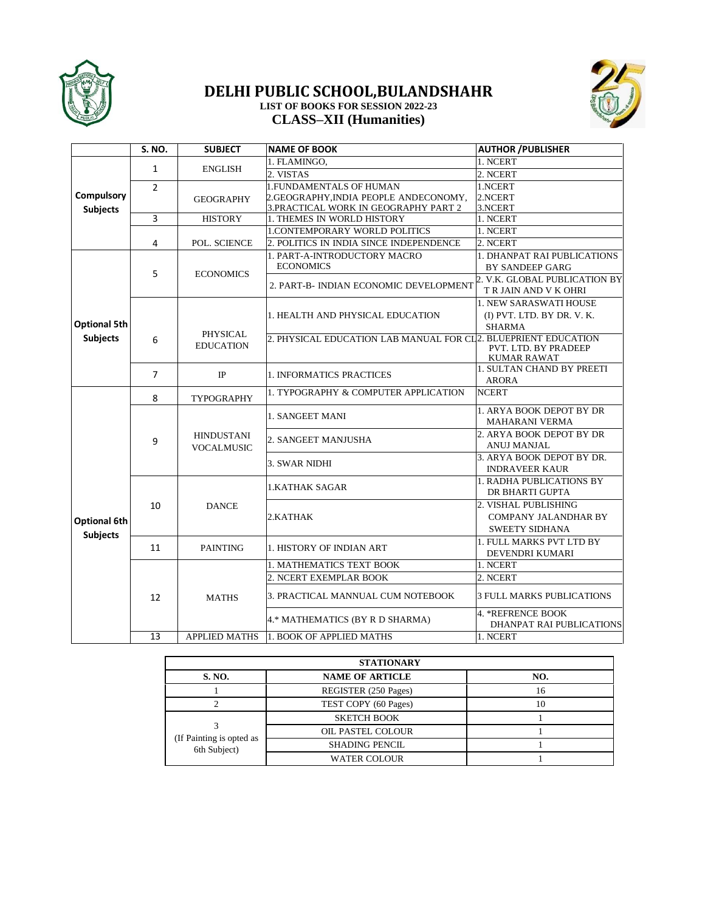# DELHI PUBLIC SCHOOL,BULANDSHAHR

**LIST OF BOOKS FOR SESSION 2022-23**

## CLASS–XII (Humanities)

| | S. NO. | SUBJECT | NAME OF BOOK | AUTHOR /PUBLISHER |
|---|---|---|---|---|
| Compulsory Subjects | 1 | ENGLISH | 1. FLAMINGO, | 1. NCERT |
| | | | 2. VISTAS | 2. NCERT |
| | 2 | GEOGRAPHY | 1.FUNDAMENTALS OF HUMAN<br>2.GEOGRAPHY,INDIA PEOPLE ANDECONOMY,<br>3.PRACTICAL WORK IN GEOGRAPHY PART 2 | 1.NCERT<br>2.NCERT<br>3.NCERT |
| | 3 | HISTORY | 1. THEMES IN WORLD HISTORY | 1. NCERT |
| | 4 | POL. SCIENCE | 1.CONTEMPORARY WORLD POLITICS | 1. NCERT |
| | | | 2. POLITICS IN INDIA SINCE INDEPENDENCE | 2. NCERT |
| Optional 5th Subjects | 5 | ECONOMICS | 1. PART-A-INTRODUCTORY MACRO ECONOMICS | 1. DHANPAT RAI PUBLICATIONS BY SANDEEP GARG |
| | | | 2. PART-B- INDIAN ECONOMIC DEVELOPMENT | 2. V.K. GLOBAL PUBLICATION BY T R JAIN AND V K OHRI |
| | 6 | PHYSICAL EDUCATION | 1. HEALTH AND PHYSICAL EDUCATION | 1. NEW SARASWATI HOUSE (I) PVT. LTD. BY DR. V. K. SHARMA |
| | | | 2. PHYSICAL EDUCATION LAB MANUAL FOR CL | 2. BLUEPRIENT EDUCATION PVT. LTD. BY PRADEEP KUMAR RAWAT |
| | 7 | IP | 1. INFORMATICS PRACTICES | 1. SULTAN CHAND BY PREETI ARORA |
| Optional 6th Subjects | 8 | TYPOGRAPHY | 1. TYPOGRAPHY & COMPUTER APPLICATION | NCERT |
| | 9 | HINDUSTANI VOCALMUSIC | 1. SANGEET MANI | 1. ARYA BOOK DEPOT BY DR MAHARANI VERMA |
| | | | 2. SANGEET MANJUSHA | 2. ARYA BOOK DEPOT BY DR ANUJ MANJAL |
| | | | 3. SWAR NIDHI | 3. ARYA BOOK DEPOT BY DR. INDRAVEER KAUR |
| | 10 | DANCE | 1.KATHAK SAGAR | 1. RADHA PUBLICATIONS BY DR BHARTI GUPTA |
| | | | 2.KATHAK | 2. VISHAL PUBLISHING COMPANY JALANDHAR BY SWEETY SIDHANA |
| | 11 | PAINTING | 1. HISTORY OF INDIAN ART | 1. FULL MARKS PVT LTD BY DEVENDRI KUMARI |
| | 12 | MATHS | 1. MATHEMATICS TEXT BOOK | 1. NCERT |
| | | | 2. NCERT EXEMPLAR BOOK | 2. NCERT |
| | | | 3. PRACTICAL MANNUAL CUM NOTEBOOK | 3 FULL MARKS PUBLICATIONS |
| | | | 4.* MATHEMATICS (BY R D SHARMA) | 4. *REFRENCE BOOK DHANPAT RAI PUBLICATIONS |
| | 13 | APPLIED MATHS | 1. BOOK OF APPLIED MATHS | 1. NCERT |

| STATIONARY | | |
|---|---|---|
| **S. NO.** | **NAME OF ARTICLE** | **NO.** |
| 1 | REGISTER (250 Pages) | 16 |
| 2 | TEST COPY (60 Pages) | 10 |
| 3 (If Painting is opted as 6th Subject) | SKETCH BOOK | 1 |
| | OIL PASTEL COLOUR | 1 |
| | SHADING PENCIL | 1 |
| | WATER COLOUR | 1 |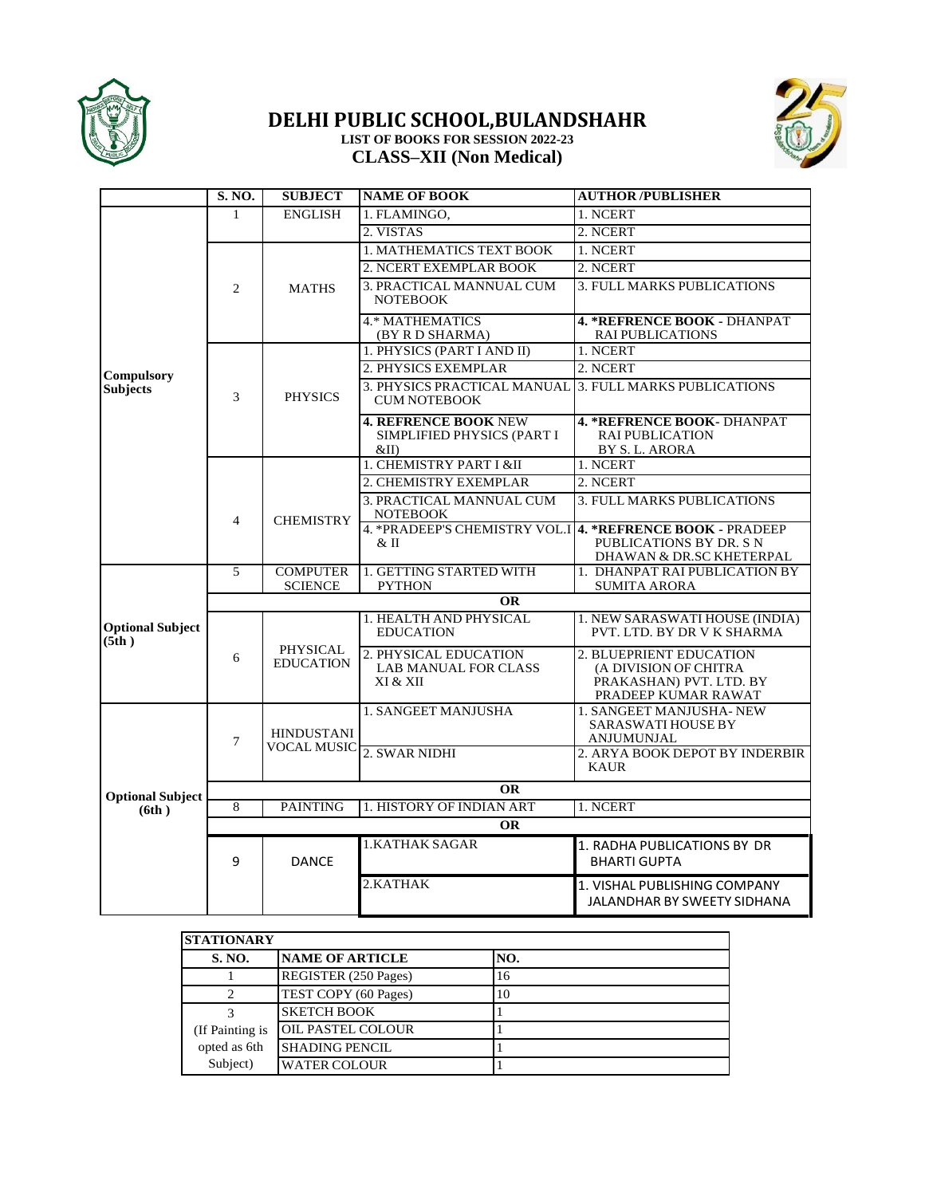# DELHI PUBLIC SCHOOL,BULANDSHAHR

**LIST OF BOOKS FOR SESSION 2022-23**

## CLASS–XII (Non Medical)

| | S. NO. | SUBJECT | NAME OF BOOK | AUTHOR /PUBLISHER |
|---|---|---|---|---|
| **Compulsory Subjects** | 1 | ENGLISH | 1. FLAMINGO, | 1. NCERT |
| | | | 2. VISTAS | 2. NCERT |
| | 2 | MATHS | 1. MATHEMATICS TEXT BOOK | 1. NCERT |
| | | | 2. NCERT EXEMPLAR BOOK | 2. NCERT |
| | | | 3. PRACTICAL MANNUAL CUM NOTEBOOK | 3. FULL MARKS PUBLICATIONS |
| | | | 4.* MATHEMATICS (BY R D SHARMA) | **4. *REFRENCE BOOK** - DHANPAT RAI PUBLICATIONS |
| | 3 | PHYSICS | 1. PHYSICS (PART I AND II) | 1. NCERT |
| | | | 2. PHYSICS EXEMPLAR | 2. NCERT |
| | | | 3. PHYSICS PRACTICAL MANUAL CUM NOTEBOOK | 3. FULL MARKS PUBLICATIONS |
| | | | **4. REFRENCE BOOK** NEW SIMPLIFIED PHYSICS (PART I &II) | **4. *REFRENCE BOOK**- DHANPAT RAI PUBLICATION BY S. L. ARORA |
| | 4 | CHEMISTRY | 1. CHEMISTRY PART I &II | 1. NCERT |
| | | | 2. CHEMISTRY EXEMPLAR | 2. NCERT |
| | | | 3. PRACTICAL MANNUAL CUM NOTEBOOK | 3. FULL MARKS PUBLICATIONS |
| | | | 4. *PRADEEP'S CHEMISTRY VOL.I & II | **4. *REFRENCE BOOK** - PRADEEP PUBLICATIONS BY DR. S N DHAWAN & DR.SC KHETERPAL |
| **Optional Subject (5th )** | 5 | COMPUTER SCIENCE | 1. GETTING STARTED WITH PYTHON | 1. DHANPAT RAI PUBLICATION BY SUMITA ARORA |
| | **OR** | | | |
| | 6 | PHYSICAL EDUCATION | 1. HEALTH AND PHYSICAL EDUCATION | 1. NEW SARASWATI HOUSE (INDIA) PVT. LTD. BY DR V K SHARMA |
| | | | 2. PHYSICAL EDUCATION LAB MANUAL FOR CLASS XI & XII | 2. BLUEPRIENT EDUCATION (A DIVISION OF CHITRA PRAKASHAN) PVT. LTD. BY PRADEEP KUMAR RAWAT |
| **Optional Subject (6th )** | 7 | HINDUSTANI VOCAL MUSIC | 1. SANGEET MANJUSHA | 1. SANGEET MANJUSHA- NEW SARASWATI HOUSE BY ANJUMUNJAL |
| | | | 2. SWAR NIDHI | 2. ARYA BOOK DEPOT BY INDERBIR KAUR |
| | **OR** | | | |
| | 8 | PAINTING | 1. HISTORY OF INDIAN ART | 1. NCERT |
| | **OR** | | | |
| | 9 | DANCE | 1.KATHAK SAGAR | 1. RADHA PUBLICATIONS BY DR BHARTI GUPTA |
| | | | 2.KATHAK | 1. VISHAL PUBLISHING COMPANY JALANDHAR BY SWEETY SIDHANA |

| **STATIONARY** | | |
|---|---|---|
| **S. NO.** | **NAME OF ARTICLE** | **NO.** |
| 1 | REGISTER (250 Pages) | 16 |
| 2 | TEST COPY (60 Pages) | 10 |
| 3 (If Painting is opted as 6th Subject) | SKETCH BOOK | 1 |
| | OIL PASTEL COLOUR | 1 |
| | SHADING PENCIL | 1 |
| | WATER COLOUR | 1 |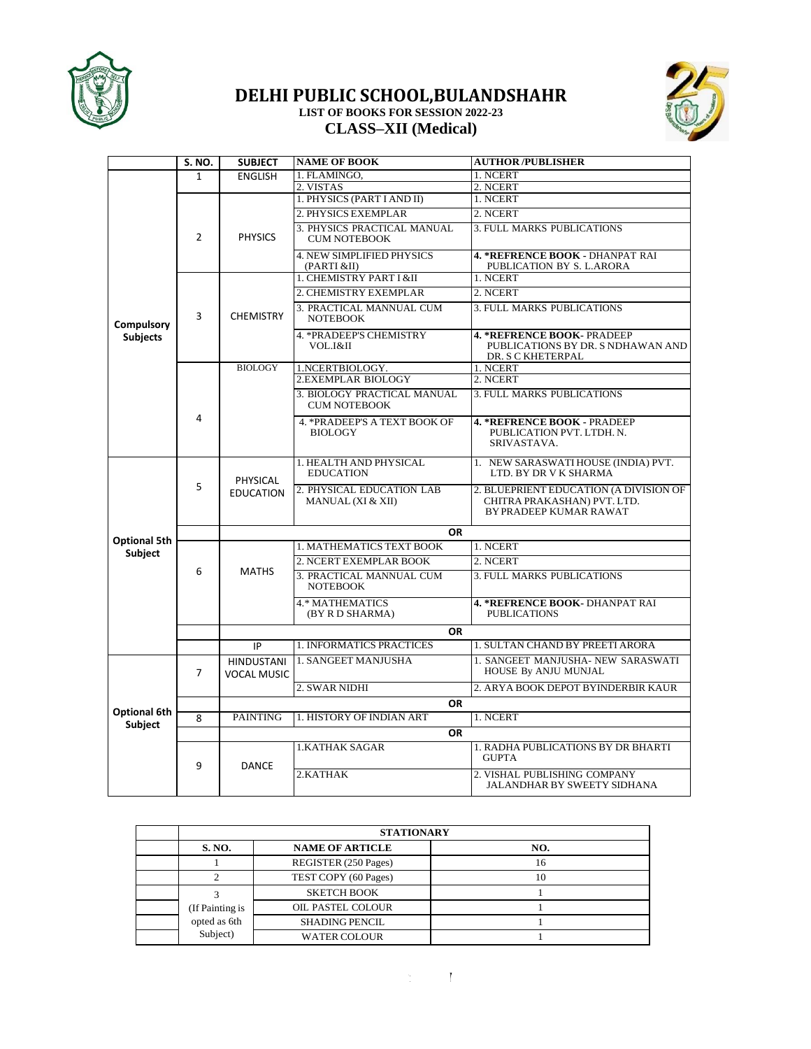# DELHI PUBLIC SCHOOL,BULANDSHAHR

**LIST OF BOOKS FOR SESSION 2022-23**

## CLASS–XII (Medical)

| | S. NO. | SUBJECT | NAME OF BOOK | AUTHOR /PUBLISHER |
|---|---|---|---|---|
| Compulsory Subjects | 1 | ENGLISH | 1. FLAMINGO, | 1. NCERT |
| | | | 2. VISTAS | 2. NCERT |
| | 2 | PHYSICS | 1. PHYSICS (PART I AND II) | 1. NCERT |
| | | | 2. PHYSICS EXEMPLAR | 2. NCERT |
| | | | 3. PHYSICS PRACTICAL MANUAL CUM NOTEBOOK | 3. FULL MARKS PUBLICATIONS |
| | | | 4. NEW SIMPLIFIED PHYSICS (PARTI &II) | **4. *REFRENCE BOOK** - DHANPAT RAI PUBLICATION BY S. L.ARORA |
| | 3 | CHEMISTRY | 1. CHEMISTRY PART I &II | 1. NCERT |
| | | | 2. CHEMISTRY EXEMPLAR | 2. NCERT |
| | | | 3. PRACTICAL MANNUAL CUM NOTEBOOK | 3. FULL MARKS PUBLICATIONS |
| | | | 4. *PRADEEP'S CHEMISTRY VOL.I&II | **4. *REFRENCE BOOK**- PRADEEP PUBLICATIONS BY DR. S NDHAWAN AND DR. S C KHETERPAL |
| | 4 | BIOLOGY | 1.NCERTBIOLOGY. | 1. NCERT |
| | | | 2.EXEMPLAR BIOLOGY | 2. NCERT |
| | | | 3. BIOLOGY PRACTICAL MANUAL CUM NOTEBOOK | 3. FULL MARKS PUBLICATIONS |
| | | | 4. *PRADEEP'S A TEXT BOOK OF BIOLOGY | **4. *REFRENCE BOOK** - PRADEEP PUBLICATION PVT. LTDH. N. SRIVASTAVA. |
| Optional 5th Subject | 5 | PHYSICAL EDUCATION | 1. HEALTH AND PHYSICAL EDUCATION | 1. NEW SARASWATI HOUSE (INDIA) PVT. LTD. BY DR V K SHARMA |
| | | | 2. PHYSICAL EDUCATION LAB MANUAL (XI & XII) | 2. BLUEPRIENT EDUCATION (A DIVISION OF CHITRA PRAKASHAN) PVT. LTD. BY PRADEEP KUMAR RAWAT |
| | | | **OR** | |
| | 6 | MATHS | 1. MATHEMATICS TEXT BOOK | 1. NCERT |
| | | | 2. NCERT EXEMPLAR BOOK | 2. NCERT |
| | | | 3. PRACTICAL MANNUAL CUM NOTEBOOK | 3. FULL MARKS PUBLICATIONS |
| | | | 4.* MATHEMATICS (BY R D SHARMA) | **4. *REFRENCE BOOK**- DHANPAT RAI PUBLICATIONS |
| | | | **OR** | |
| | | IP | 1. INFORMATICS PRACTICES | 1. SULTAN CHAND BY PREETI ARORA |
| Optional 6th Subject | 7 | HINDUSTANI VOCAL MUSIC | 1. SANGEET MANJUSHA | 1. SANGEET MANJUSHA- NEW SARASWATI HOUSE By ANJU MUNJAL |
| | | | 2. SWAR NIDHI | 2. ARYA BOOK DEPOT BYINDERBIR KAUR |
| | | | **OR** | |
| | 8 | PAINTING | 1. HISTORY OF INDIAN ART | 1. NCERT |
| | | | **OR** | |
| | 9 | DANCE | 1.KATHAK SAGAR | 1. RADHA PUBLICATIONS BY DR BHARTI GUPTA |
| | | | 2.KATHAK | 2. VISHAL PUBLISHING COMPANY JALANDHAR BY SWEETY SIDHANA |

| | STATIONARY | | |
|---|---|---|---|
| | **S. NO.** | **NAME OF ARTICLE** | **NO.** |
| | 1 | REGISTER (250 Pages) | 16 |
| | 2 | TEST COPY (60 Pages) | 10 |
| | 3 (If Painting is opted as 6th Subject) | SKETCH BOOK | 1 |
| | | OIL PASTEL COLOUR | 1 |
| | | SHADING PENCIL | 1 |
| | | WATER COLOUR | 1 |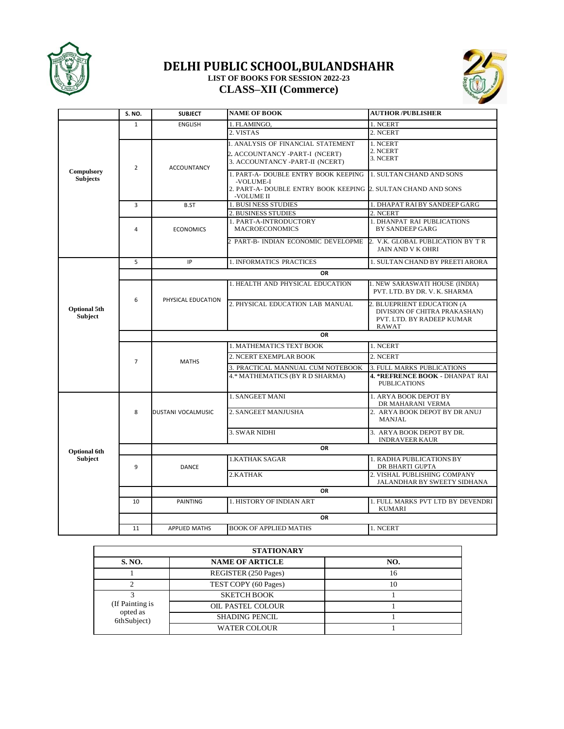# DELHI PUBLIC SCHOOL,BULANDSHAHR

**LIST OF BOOKS FOR SESSION 2022-23**

## CLASS–XII (Commerce)

| | S. NO. | SUBJECT | NAME OF BOOK | AUTHOR /PUBLISHER |
|---|---|---|---|---|
| Compulsory Subjects | 1 | ENGLISH | 1. FLAMINGO, | 1. NCERT |
| | | | 2. VISTAS | 2. NCERT |
| | 2 | ACCOUNTANCY | 1. ANALYSIS OF FINANCIAL STATEMENT<br>2. ACCOUNTANCY -PART-I (NCERT)<br>3. ACCOUNTANCY -PART-II (NCERT) | 1. NCERT<br>2. NCERT<br>3. NCERT |
| | | | 1. PART-A- DOUBLE ENTRY BOOK KEEPING -VOLUME-I<br>2. PART-A- DOUBLE ENTRY BOOK KEEPING -VOLUME II | 1. SULTAN CHAND AND SONS<br>2. SULTAN CHAND AND SONS |
| | 3 | B.ST | 1. BUSI NESS STUDIES | 1. DHAPAT RAI BY SANDEEP GARG |
| | | | 2. BUSINESS STUDIES | 2. NCERT |
| | 4 | ECONOMICS | 1. PART-A-INTRODUCTORY MACROECONOMICS | 1. DHANPAT RAI PUBLICATIONS BY SANDEEP GARG |
| | | | 2 PART-B- INDIAN ECONOMIC DEVELOPME | 2. V.K. GLOBAL PUBLICATION BY T R JAIN AND V K OHRI |
| Optional 5th Subject | 5 | IP | 1. INFORMATICS PRACTICES | 1. SULTAN CHAND BY PREETI ARORA |
| | | OR | | |
| | 6 | PHYSICAL EDUCATION | 1. HEALTH AND PHYSICAL EDUCATION | 1. NEW SARASWATI HOUSE (INDIA) PVT. LTD. BY DR. V. K. SHARMA |
| | | | 2. PHYSICAL EDUCATION LAB MANUAL | 2. BLUEPRIENT EDUCATION (A DIVISION OF CHITRA PRAKASHAN) PVT. LTD. BY RADEEP KUMAR RAWAT |
| | | OR | | |
| | 7 | MATHS | 1. MATHEMATICS TEXT BOOK | 1. NCERT |
| | | | 2. NCERT EXEMPLAR BOOK | 2. NCERT |
| | | | 3. PRACTICAL MANNUAL CUM NOTEBOOK | 3. FULL MARKS PUBLICATIONS |
| | | | 4.* MATHEMATICS (BY R D SHARMA) | **4. *REFRENCE BOOK** - DHANPAT RAI PUBLICATIONS |
| Optional 6th Subject | 8 | DUSTANI VOCALMUSIC | 1. SANGEET MANI | 1. ARYA BOOK DEPOT BY DR MAHARANI VERMA |
| | | | 2. SANGEET MANJUSHA | 2. ARYA BOOK DEPOT BY DR ANUJ MANJAL |
| | | | 3. SWAR NIDHI | 3. ARYA BOOK DEPOT BY DR. INDRAVEER KAUR |
| | | OR | | |
| | 9 | DANCE | 1.KATHAK SAGAR | 1. RADHA PUBLICATIONS BY DR BHARTI GUPTA |
| | | | 2.KATHAK | 2. VISHAL PUBLISHING COMPANY JALANDHAR BY SWEETY SIDHANA |
| | | OR | | |
| | 10 | PAINTING | 1. HISTORY OF INDIAN ART | 1. FULL MARKS PVT LTD BY DEVENDRI KUMARI |
| | | OR | | |
| | 11 | APPLIED MATHS | BOOK OF APPLIED MATHS | 1. NCERT |

| STATIONARY | | |
|---|---|---|
| **S. NO.** | **NAME OF ARTICLE** | **NO.** |
| 1 | REGISTER (250 Pages) | 16 |
| 2 | TEST COPY (60 Pages) | 10 |
| 3 (If Painting is opted as 6thSubject) | SKETCH BOOK | 1 |
| | OIL PASTEL COLOUR | 1 |
| | SHADING PENCIL | 1 |
| | WATER COLOUR | 1 |